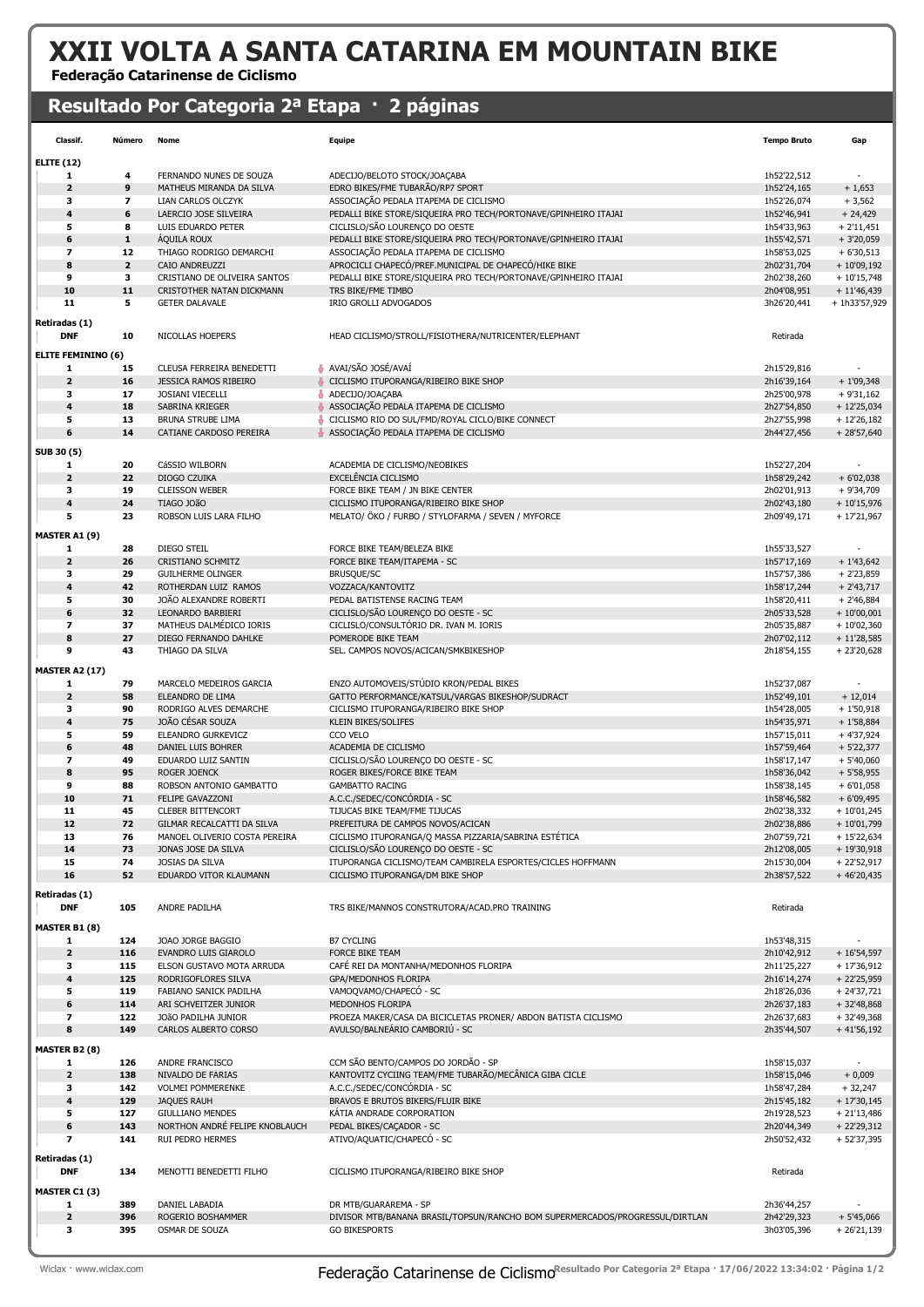# XXII VOLTA A SANTA CATARINA EM MOUNTAIN BIKE

**Federação Catarinense de Ciclismo**

## Resultado Por Categoria 2ª Etapa · 2 páginas

| Classif. | Número | Nome | Equipe | Tempo Bruto | Gap |
|---|---|---|---|---|---|
| **ELITE (12)** | | | | | |
| 1 | 4 | FERNANDO NUNES DE SOUZA | ADECIJO/BELOTO STOCK/JOAÇABA | 1h52'22,512 | - |
| 2 | 9 | MATHEUS MIRANDA DA SILVA | EDRO BIKES/FME TUBARÃO/RP7 SPORT | 1h52'24,165 | + 1,653 |
| 3 | 7 | LIAN CARLOS OLCZYK | ASSOCIAÇÃO PEDALA ITAPEMA DE CICLISMO | 1h52'26,074 | + 3,562 |
| 4 | 6 | LAERCIO JOSE SILVEIRA | PEDALLI BIKE STORE/SIQUEIRA PRO TECH/PORTONAVE/GPINHEIRO ITAJAI | 1h52'46,941 | + 24,429 |
| 5 | 8 | LUIS EDUARDO PETER | CICLISLO/SÃO LOURENÇO DO OESTE | 1h54'33,963 | + 2'11,451 |
| 6 | 1 | ÁQUILA ROUX | PEDALLI BIKE STORE/SIQUEIRA PRO TECH/PORTONAVE/GPINHEIRO ITAJAI | 1h55'42,571 | + 3'20,059 |
| 7 | 12 | THIAGO RODRIGO DEMARCHI | ASSOCIAÇÃO PEDALA ITAPEMA DE CICLISMO | 1h58'53,025 | + 6'30,513 |
| 8 | 2 | CAIO ANDREUZZI | APROCICLI CHAPECÓ/PREF.MUNICIPAL DE CHAPECÓ/HIKE BIKE | 2h02'31,704 | + 10'09,192 |
| 9 | 3 | CRISTIANO DE OLIVEIRA SANTOS | PEDALLI BIKE STORE/SIQUEIRA PRO TECH/PORTONAVE/GPINHEIRO ITAJAI | 2h02'38,260 | + 10'15,748 |
| 10 | 11 | CRISTOTHER NATAN DICKMANN | TRS BIKE/FME TIMBO | 2h04'08,951 | + 11'46,439 |
| 11 | 5 | GETER DALAVALE | IRIO GROLLI ADVOGADOS | 3h26'20,441 | + 1h33'57,929 |
| **Retiradas (1)** | | | | | |
| DNF | 10 | NICOLLAS HOEPERS | HEAD CICLISMO/STROLL/FISIOTHERA/NUTRICENTER/ELEPHANT | Retirada | |
| **ELITE FEMININO (6)** | | | | | |
| 1 | 15 | CLEUSA FERREIRA BENEDETTI | AVAÍ/SÃO JOSÉ/AVAÍ | 2h15'29,816 | - |
| 2 | 16 | JESSICA RAMOS RIBEIRO | CICLISMO ITUPORANGA/RIBEIRO BIKE SHOP | 2h16'39,164 | + 1'09,348 |
| 3 | 17 | JOSIANI VIECELLI | ADECIJO/JOAÇABA | 2h25'00,978 | + 9'31,162 |
| 4 | 18 | SABRINA KRIEGER | ASSOCIAÇÃO PEDALA ITAPEMA DE CICLISMO | 2h27'54,850 | + 12'25,034 |
| 5 | 13 | BRUNA STRUBE LIMA | CICLISMO RIO DO SUL/FMD/ROYAL CICLO/BIKE CONNECT | 2h27'55,998 | + 12'26,182 |
| 6 | 14 | CATIANE CARDOSO PEREIRA | ASSOCIAÇÃO PEDALA ITAPEMA DE CICLISMO | 2h44'27,456 | + 28'57,640 |
| **SUB 30 (5)** | | | | | |
| 1 | 20 | CáSSIO WILBORN | ACADEMIA DE CICLISMO/NEOBIKES | 1h52'27,204 | - |
| 2 | 22 | DIOGO CZUIKA | EXCELÊNCIA CICLISMO | 1h58'29,242 | + 6'02,038 |
| 3 | 19 | CLEISSON WEBER | FORCE BIKE TEAM / JN BIKE CENTER | 2h02'01,913 | + 9'34,709 |
| 4 | 24 | TIAGO JOÃO | CICLISMO ITUPORANGA/RIBEIRO BIKE SHOP | 2h02'43,180 | + 10'15,976 |
| 5 | 23 | ROBSON LUIS LARA FILHO | MELATO/ ÖKO / FURBO / STYLOFARMA / SEVEN / MYFORCE | 2h09'49,171 | + 17'21,967 |
| **MASTER A1 (9)** | | | | | |
| 1 | 28 | DIEGO STEIL | FORCE BIKE TEAM/BELEZA BIKE | 1h55'33,527 | - |
| 2 | 26 | CRISTIANO SCHMITZ | FORCE BIKE TEAM/ITAPEMA - SC | 1h57'17,169 | + 1'43,642 |
| 3 | 29 | GUILHERME OLINGER | BRUSQUE/SC | 1h57'57,386 | + 2'23,859 |
| 4 | 42 | ROTHERDAN LUIZ RAMOS | VOZZACA/KANTOVITZ | 1h58'17,244 | + 2'43,717 |
| 5 | 30 | JOÃO ALEXANDRE ROBERTI | PEDAL BATISTENSE RACING TEAM | 1h58'20,411 | + 2'46,884 |
| 6 | 32 | LEONARDO BARBIERI | CICLISLO/SÃO LOURENÇO DO OESTE - SC | 2h05'33,528 | + 10'00,001 |
| 7 | 37 | MATHEUS DALMÉDICO IORIS | CICLISLO/CONSULTÓRIO DR. IVAN M. IORIS | 2h05'35,887 | + 10'02,360 |
| 8 | 27 | DIEGO FERNANDO DAHLKE | POMERODE BIKE TEAM | 2h07'02,112 | + 11'28,585 |
| 9 | 43 | THIAGO DA SILVA | SEL. CAMPOS NOVOS/ACICAN/SMKBIKESHOP | 2h18'54,155 | + 23'20,628 |
| **MASTER A2 (17)** | | | | | |
| 1 | 79 | MARCELO MEDEIROS GARCIA | ENZO AUTOMOVEIS/STÚDIO KRON/PEDAL BIKES | 1h52'37,087 | - |
| 2 | 58 | ELEANDRO DE LIMA | GATTO PERFORMANCE/KATSUL/VARGAS BIKESHOP/SUDRACT | 1h52'49,101 | + 12,014 |
| 3 | 90 | RODRIGO ALVES DEMARCHE | CICLISMO ITUPORANGA/RIBEIRO BIKE SHOP | 1h54'28,005 | + 1'50,918 |
| 4 | 75 | JOÃO CÉSAR SOUZA | KLEIN BIKES/SOLIFES | 1h54'35,971 | + 1'58,884 |
| 5 | 59 | ELEANDRO GURKEVICZ | CCO VELO | 1h57'15,011 | + 4'37,924 |
| 6 | 48 | DANIEL LUIS BOHRER | ACADEMIA DE CICLISMO | 1h57'59,464 | + 5'22,377 |
| 7 | 49 | EDUARDO LUIZ SANTIN | CICLISLO/SÃO LOURENÇO DO OESTE - SC | 1h58'17,147 | + 5'40,060 |
| 8 | 95 | ROGER JOENCK | ROGER BIKES/FORCE BIKE TEAM | 1h58'36,042 | + 5'58,955 |
| 9 | 88 | ROBSON ANTONIO GAMBATTO | GAMBATTO RACING | 1h58'38,145 | + 6'01,058 |
| 10 | 71 | FELIPE GAVAZZONI | A.C.C./SEDEC/CONCÓRDIA - SC | 1h58'46,582 | + 6'09,495 |
| 11 | 45 | CLEBER BITTENCORT | TIJUCAS BIKE TEAM/FME TIJUCAS | 2h02'38,332 | + 10'01,245 |
| 12 | 72 | GILMAR RECALCATTI DA SILVA | PREFEITURA DE CAMPOS NOVOS/ACICAN | 2h02'38,886 | + 10'01,799 |
| 13 | 76 | MANOEL OLIVERIO COSTA PEREIRA | CICLISMO ITUPORANGA/Q MASSA PIZZARIA/SABRINA ESTÉTICA | 2h07'59,721 | + 15'22,634 |
| 14 | 73 | JONAS JOSE DA SILVA | CICLISLO/SÃO LOURENÇO DO OESTE - SC | 2h12'08,005 | + 19'30,918 |
| 15 | 74 | JOSIAS DA SILVA | ITUPORANGA CICLISMO/TEAM CAMBIRELA ESPORTES/CICLES HOFFMANN | 2h15'30,004 | + 22'52,917 |
| 16 | 52 | EDUARDO VITOR KLAUMANN | CICLISMO ITUPORANGA/DM BIKE SHOP | 2h38'57,522 | + 46'20,435 |
| **Retiradas (1)** | | | | | |
| DNF | 105 | ANDRE PADILHA | TRS BIKE/MANNOS CONSTRUTORA/ACAD.PRO TRAINING | Retirada | |
| **MASTER B1 (8)** | | | | | |
| 1 | 124 | JOAO JORGE BAGGIO | B7 CYCLING | 1h53'48,315 | - |
| 2 | 116 | EVANDRO LUIS GIAROLO | FORCE BIKE TEAM | 2h10'42,912 | + 16'54,597 |
| 3 | 115 | ELSON GUSTAVO MOTA ARRUDA | CAFÉ REI DA MONTANHA/MEDONHOS FLORIPA | 2h11'25,227 | + 17'36,912 |
| 4 | 125 | RODRIGOFLORES SILVA | GPA/MEDONHOS FLORIPA | 2h16'14,274 | + 22'25,959 |
| 5 | 119 | FABIANO SANICK PADILHA | VAMOQVAMO/CHAPECÓ - SC | 2h18'26,036 | + 24'37,721 |
| 6 | 114 | ARI SCHVEITZER JUNIOR | MEDONHOS FLORIPA | 2h26'37,183 | + 32'48,868 |
| 7 | 122 | JOÃO PADILHA JUNIOR | PROEZA MAKER/CASA DA BICICLETAS PRONER/ ABDON BATISTA CICLISMO | 2h26'37,683 | + 32'49,368 |
| 8 | 149 | CARLOS ALBERTO CORSO | AVULSO/BALNEÁRIO CAMBORIÚ - SC | 2h35'44,507 | + 41'56,192 |
| **MASTER B2 (8)** | | | | | |
| 1 | 126 | ANDRE FRANCISCO | CCM SÃO BENTO/CAMPOS DO JORDÃO - SP | 1h58'15,037 | - |
| 2 | 138 | NIVALDO DE FARIAS | KANTOVITZ CYCIING TEAM/FME TUBARÃO/MECÂNICA GIBA CICLE | 1h58'15,046 | + 0,009 |
| 3 | 142 | VOLMEI POMMERENKE | A.C.C./SEDEC/CONCÓRDIA - SC | 1h58'47,284 | + 32,247 |
| 4 | 129 | JAQUES RAUH | BRAVOS E BRUTOS BIKERS/FLUIR BIKE | 2h15'45,182 | + 17'30,145 |
| 5 | 127 | GIULLIANO MENDES | KÁTIA ANDRADE CORPORATION | 2h19'28,523 | + 21'13,486 |
| 6 | 143 | NORTHON ANDRÉ FELIPE KNOBLAUCH | PEDAL BIKES/CAÇADOR - SC | 2h20'44,349 | + 22'29,312 |
| 7 | 141 | RUI PEDRO HERMES | ATIVO/AQUATIC/CHAPECÓ - SC | 2h50'52,432 | + 52'37,395 |
| **Retiradas (1)** | | | | | |
| DNF | 134 | MENOTTI BENEDETTI FILHO | CICLISMO ITUPORANGA/RIBEIRO BIKE SHOP | Retirada | |
| **MASTER C1 (3)** | | | | | |
| 1 | 389 | DANIEL LABADIA | DR MTB/GUARAREMA - SP | 2h36'44,257 | - |
| 2 | 396 | ROGERIO BOSHAMMER | DIVISOR MTB/BANANA BRASIL/TOPSUN/RANCHO BOM SUPERMERCADOS/PROGRESSUL/DIRTLAN | 2h42'29,323 | + 5'45,066 |
| 3 | 395 | OSMAR DE SOUZA | GO BIKESPORTS | 3h03'05,396 | + 26'21,139 |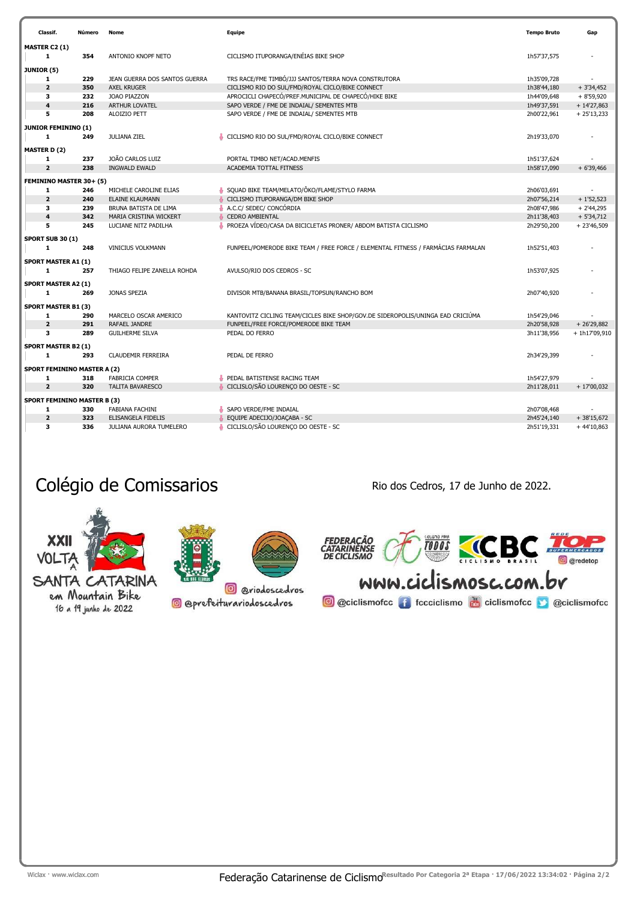| Classif. | Número | Nome | Equipe | Tempo Bruto | Gap |
|---|---|---|---|---|---|
| **MASTER C2 (1)** | | | | | |
| 1 | 354 | ANTONIO KNOPF NETO | CICLISMO ITUPORANGA/ENÉIAS BIKE SHOP | 1h57'37,575 | - |
| **JUNIOR (5)** | | | | | |
| 1 | 229 | JEAN GUERRA DOS SANTOS GUERRA | TRS RACE/FME TIMBÓ/JJJ SANTOS/TERRA NOVA CONSTRUTORA | 1h35'09,728 | - |
| 2 | 350 | AXEL KRUGER | CICLISMO RIO DO SUL/FMD/ROYAL CICLO/BIKE CONNECT | 1h38'44,180 | + 3'34,452 |
| 3 | 232 | JOAO PIAZZON | APROCICLI CHAPECÓ/PREF.MUNICIPAL DE CHAPECÓ/HIKE BIKE | 1h44'09,648 | + 8'59,920 |
| 4 | 216 | ARTHUR LOVATEL | SAPO VERDE / FME DE INDAIAL/ SEMENTES MTB | 1h49'37,591 | + 14'27,863 |
| 5 | 208 | ALOIZIO PETT | SAPO VERDE / FME DE INDAIAL/ SEMENTES MTB | 2h00'22,961 | + 25'13,233 |
| **JUNIOR FEMININO (1)** | | | | | |
| 1 | 249 | JULIANA ZIEL | CICLISMO RIO DO SUL/FMD/ROYAL CICLO/BIKE CONNECT | 2h19'33,070 | - |
| **MASTER D (2)** | | | | | |
| 1 | 237 | JOÃO CARLOS LUIZ | PORTAL TIMBO NET/ACAD.MENFIS | 1h51'37,624 | - |
| 2 | 238 | INGWALD EWALD | ACADEMIA TOTTAL FITNESS | 1h58'17,090 | + 6'39,466 |
| **FEMININO MASTER 30+ (5)** | | | | | |
| 1 | 246 | MICHELE CAROLINE ELIAS | SQUAD BIKE TEAM/MELATO/ÔKO/FLAME/STYLO FARMA | 2h06'03,691 | - |
| 2 | 240 | ELAINE KLAUMANN | CICLISMO ITUPORANGA/DM BIKE SHOP | 2h07'56,214 | + 1'52,523 |
| 3 | 239 | BRUNA BATISTA DE LIMA | A.C.C/ SEDEC/ CONCÓRDIA | 2h08'47,986 | + 2'44,295 |
| 4 | 342 | MARIA CRISTINA WICKERT | CEDRO AMBIENTAL | 2h11'38,403 | + 5'34,712 |
| 5 | 245 | LUCIANE NITZ PADILHA | PROEZA VÍDEO/CASA DA BICICLETAS PRONER/ ABDOM BATISTA CICLISMO | 2h29'50,200 | + 23'46,509 |
| **SPORT SUB 30 (1)** | | | | | |
| 1 | 248 | VINICIUS VOLKMANN | FUNPEEL/POMERODE BIKE TEAM / FREE FORCE / ELEMENTAL FITNESS / FARMÁCIAS FARMALAN | 1h52'51,403 | - |
| **SPORT MASTER A1 (1)** | | | | | |
| 1 | 257 | THIAGO FELIPE ZANELLA ROHDA | AVULSO/RIO DOS CEDROS - SC | 1h53'07,925 | - |
| **SPORT MASTER A2 (1)** | | | | | |
| 1 | 269 | JONAS SPEZIA | DIVISOR MTB/BANANA BRASIL/TOPSUN/RANCHO BOM | 2h07'40,920 | - |
| **SPORT MASTER B1 (3)** | | | | | |
| 1 | 290 | MARCELO OSCAR AMERICO | KANTOVITZ CICLING TEAM/CICLES BIKE SHOP/GOV.DE SIDEROPOLIS/UNINGA EAD CRICIÚMA | 1h54'29,046 | - |
| 2 | 291 | RAFAEL JANDRE | FUNPEEL/FREE FORCE/POMERODE BIKE TEAM | 2h20'58,928 | + 26'29,882 |
| 3 | 289 | GUILHERME SILVA | PEDAL DO FERRO | 3h11'38,956 | + 1h17'09,910 |
| **SPORT MASTER B2 (1)** | | | | | |
| 1 | 293 | CLAUDEMIR FERREIRA | PEDAL DE FERRO | 2h34'29,399 | - |
| **SPORT FEMININO MASTER A (2)** | | | | | |
| 1 | 318 | FABRICIA COMPER | PEDAL BATISTENSE RACING TEAM | 1h54'27,979 | - |
| 2 | 320 | TALITA BAVARESCO | CICLISLO/SÃO LOURENÇO DO OESTE - SC | 2h11'28,011 | + 17'00,032 |
| **SPORT FEMININO MASTER B (3)** | | | | | |
| 1 | 330 | FABIANA FACHINI | SAPO VERDE/FME INDAIAL | 2h07'08,468 | - |
| 2 | 323 | ELISANGELA FIDELIS | EQUIPE ADECIJO/JOAÇABA - SC | 2h45'24,140 | + 38'15,672 |
| 3 | 336 | JULIANA AURORA TUMELERO | CICLISLO/SÃO LOURENÇO DO OESTE - SC | 2h51'19,331 | + 44'10,863 |

# Colégio de Comissarios

Rio dos Cedros, 17 de Junho de 2022.

XXII VOLTA A SANTA CATARINA em Mountain Bike 16 a 19 junho de 2022

@riodoscedros
@prefeiturariodoscedros

FEDERAÇÃO CATARINENSE DE CICLISMO · CICLISMO PARA TODOS · CBC CICLISMO BRASIL · REDE TOP SUPERMERCADOS @redetop

www.ciclismosc.com.br

@ciclismofcc · fccciclismo · ciclismofcc · @ciclismofcc

Federação Catarinense de Ciclismo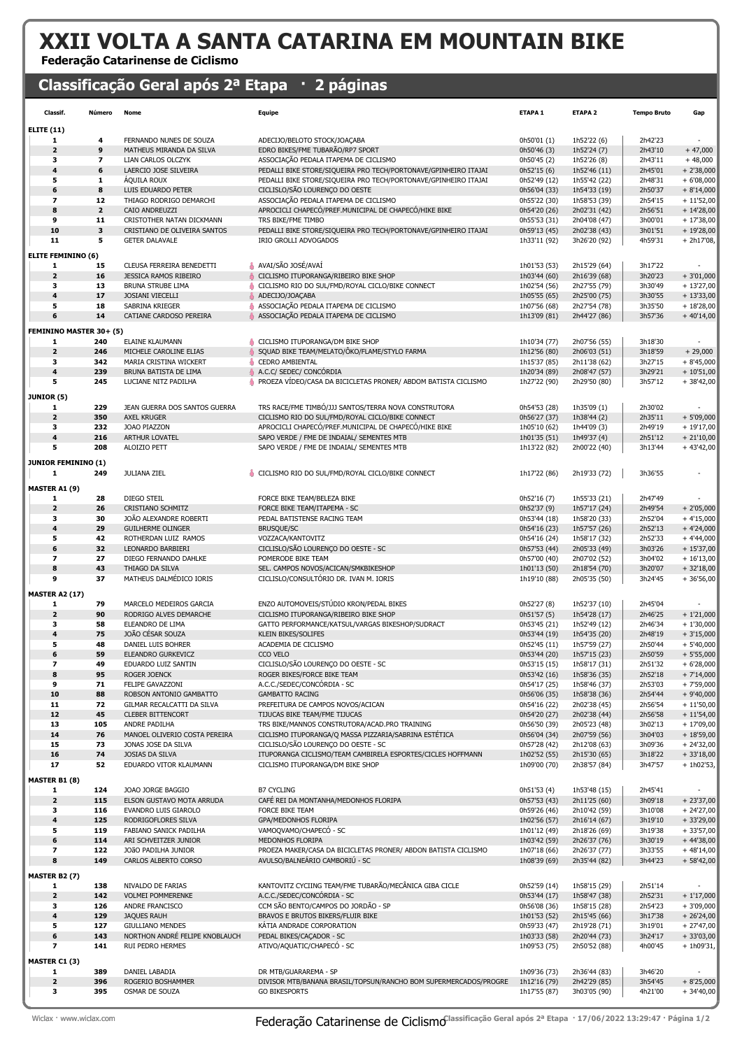# XXII VOLTA A SANTA CATARINA EM MOUNTAIN BIKE

**Federação Catarinense de Ciclismo**

## Classificação Geral após 2ª Etapa · 2 páginas

| Classif. | Número | Nome | Equipe | ETAPA 1 | ETAPA 2 | Tempo Bruto | Gap |
|---|---|---|---|---|---|---|---|
| **ELITE (11)** | | | | | | | |
| 1 | 4 | FERNANDO NUNES DE SOUZA | ADECIJO/BELOTO STOCK/JOAÇABA | 0h50'01 (1) | 1h52'22 (6) | 2h42'23 | - |
| 2 | 9 | MATHEUS MIRANDA DA SILVA | EDRO BIKES/FME TUBARÃO/RP7 SPORT | 0h50'46 (3) | 1h52'24 (7) | 2h43'10 | + 47,000 |
| 3 | 7 | LIAN CARLOS OLCZYK | ASSOCIAÇÃO PEDALA ITAPEMA DE CICLISMO | 0h50'45 (2) | 1h52'26 (8) | 2h43'11 | + 48,000 |
| 4 | 6 | LAERCIO JOSE SILVEIRA | PEDALLI BIKE STORE/SIQUEIRA PRO TECH/PORTONAVE/GPINHEIRO ITAJAI | 0h52'15 (6) | 1h52'46 (11) | 2h45'01 | + 2'38,000 |
| 5 | 1 | ÁQUILA ROUX | PEDALLI BIKE STORE/SIQUEIRA PRO TECH/PORTONAVE/GPINHEIRO ITAJAI | 0h52'49 (12) | 1h55'42 (22) | 2h48'31 | + 6'08,000 |
| 6 | 8 | LUIS EDUARDO PETER | CICLISLO/SÃO LOURENÇO DO OESTE | 0h56'04 (33) | 1h54'33 (19) | 2h50'37 | + 8'14,000 |
| 7 | 12 | THIAGO RODRIGO DEMARCHI | ASSOCIAÇÃO PEDALA ITAPEMA DE CICLISMO | 0h55'22 (30) | 1h58'53 (39) | 2h54'15 | + 11'52,00 |
| 8 | 2 | CAIO ANDREUZZI | APROCICLI CHAPECÓ/PREF.MUNICIPAL DE CHAPECÓ/HIKE BIKE | 0h54'20 (26) | 2h02'31 (42) | 2h56'51 | + 14'28,00 |
| 9 | 11 | CRISTOTHER NATAN DICKMANN | TRS BIKE/FME TIMBO | 0h55'53 (31) | 2h04'08 (47) | 3h00'01 | + 17'38,00 |
| 10 | 3 | CRISTIANO DE OLIVEIRA SANTOS | PEDALLI BIKE STORE/SIQUEIRA PRO TECH/PORTONAVE/GPINHEIRO ITAJAI | 0h59'13 (45) | 2h02'38 (43) | 3h01'51 | + 19'28,00 |
| 11 | 5 | GETER DALAVALE | IRIO GROLLI ADVOGADOS | 1h33'11 (92) | 3h26'20 (92) | 4h59'31 | + 2h17'08, |
| **ELITE FEMININO (6)** | | | | | | | |
| 1 | 15 | CLEUSA FERREIRA BENEDETTI | AVAI/SÃO JOSÉ/AVAÍ | 1h01'53 (53) | 2h15'29 (64) | 3h17'22 | - |
| 2 | 16 | JESSICA RAMOS RIBEIRO | CICLISMO ITUPORANGA/RIBEIRO BIKE SHOP | 1h03'44 (60) | 2h16'39 (68) | 3h20'23 | + 3'01,000 |
| 3 | 13 | BRUNA STRUBE LIMA | CICLISMO RIO DO SUL/FMD/ROYAL CICLO/BIKE CONNECT | 1h02'54 (56) | 2h27'55 (79) | 3h30'49 | + 13'27,00 |
| 4 | 17 | JOSIANI VIECELLI | ADECIJO/JOAÇABA | 1h05'55 (65) | 2h25'00 (75) | 3h30'55 | + 13'33,00 |
| 5 | 18 | SABRINA KRIEGER | ASSOCIAÇÃO PEDALA ITAPEMA DE CICLISMO | 1h07'56 (68) | 2h27'54 (78) | 3h35'50 | + 18'28,00 |
| 6 | 14 | CATIANE CARDOSO PEREIRA | ASSOCIAÇÃO PEDALA ITAPEMA DE CICLISMO | 1h13'09 (81) | 2h44'27 (86) | 3h57'36 | + 40'14,00 |
| **FEMININO MASTER 30+ (5)** | | | | | | | |
| 1 | 240 | ELAINE KLAUMANN | CICLISMO ITUPORANGA/DM BIKE SHOP | 1h10'34 (77) | 2h07'56 (55) | 3h18'30 | - |
| 2 | 246 | MICHELE CAROLINE ELIAS | SQUAD BIKE TEAM/MELATO/ÔKO/FLAME/STYLO FARMA | 1h12'56 (80) | 2h06'03 (51) | 3h18'59 | + 29,000 |
| 3 | 342 | MARIA CRISTINA WICKERT | CEDRO AMBIENTAL | 1h15'37 (85) | 2h11'38 (62) | 3h27'15 | + 8'45,000 |
| 4 | 239 | BRUNA BATISTA DE LIMA | A.C.C/ SEDEC/ CONCÓRDIA | 1h20'34 (89) | 2h08'47 (57) | 3h29'21 | + 10'51,00 |
| 5 | 245 | LUCIANE NITZ PADILHA | PROEZA VÍDEO/CASA DA BICICLETAS PRONER/ ABDOM BATISTA CICLISMO | 1h27'22 (90) | 2h29'50 (80) | 3h57'12 | + 38'42,00 |
| **JUNIOR (5)** | | | | | | | |
| 1 | 229 | JEAN GUERRA DOS SANTOS GUERRA | TRS RACE/FME TIMBÓ/JJJ SANTOS/TERRA NOVA CONSTRUTORA | 0h54'53 (28) | 1h35'09 (1) | 2h30'02 | - |
| 2 | 350 | AXEL KRUGER | CICLISMO RIO DO SUL/FMD/ROYAL CICLO/BIKE CONNECT | 0h56'27 (37) | 1h38'44 (2) | 2h35'11 | + 5'09,000 |
| 3 | 232 | JOAO PIAZZON | APROCICLI CHAPECÓ/PREF.MUNICIPAL DE CHAPECÓ/HIKE BIKE | 1h05'10 (62) | 1h44'09 (3) | 2h49'19 | + 19'17,00 |
| 4 | 216 | ARTHUR LOVATEL | SAPO VERDE / FME DE INDAIAL/ SEMENTES MTB | 1h01'35 (51) | 1h49'37 (4) | 2h51'12 | + 21'10,00 |
| 5 | 208 | ALOIZIO PETT | SAPO VERDE / FME DE INDAIAL/ SEMENTES MTB | 1h13'22 (82) | 2h00'22 (40) | 3h13'44 | + 43'42,00 |
| **JUNIOR FEMININO (1)** | | | | | | | |
| 1 | 249 | JULIANA ZIEL | CICLISMO RIO DO SUL/FMD/ROYAL CICLO/BIKE CONNECT | 1h17'22 (86) | 2h19'33 (72) | 3h36'55 | - |
| **MASTER A1 (9)** | | | | | | | |
| 1 | 28 | DIEGO STEIL | FORCE BIKE TEAM/BELEZA BIKE | 0h52'16 (7) | 1h55'33 (21) | 2h47'49 | - |
| 2 | 26 | CRISTIANO SCHMITZ | FORCE BIKE TEAM/ITAPEMA - SC | 0h52'37 (9) | 1h57'17 (24) | 2h49'54 | + 2'05,000 |
| 3 | 30 | JOÃO ALEXANDRE ROBERTI | PEDAL BATISTENSE RACING TEAM | 0h53'44 (18) | 1h58'20 (33) | 2h52'04 | + 4'15,000 |
| 4 | 29 | GUILHERME OLINGER | BRUSQUE/SC | 0h54'16 (23) | 1h57'57 (26) | 2h52'13 | + 4'24,000 |
| 5 | 42 | ROTHERDAN LUIZ RAMOS | VOZZACA/KANTOVITZ | 0h54'16 (24) | 1h58'17 (32) | 2h52'33 | + 4'44,000 |
| 6 | 32 | LEONARDO BARBIERI | CICLISLO/SÃO LOURENÇO DO OESTE - SC | 0h57'53 (44) | 2h05'33 (49) | 3h03'26 | + 15'37,00 |
| 7 | 27 | DIEGO FERNANDO DAHLKE | POMERODE BIKE TEAM | 0h57'00 (40) | 2h07'02 (52) | 3h04'02 | + 16'13,00 |
| 8 | 43 | THIAGO DA SILVA | SEL. CAMPOS NOVOS/ACICAN/SMKBIKESHOP | 1h01'13 (50) | 2h18'54 (70) | 3h20'07 | + 32'18,00 |
| 9 | 37 | MATHEUS DALMÉDICO IORIS | CICLISLO/CONSULTÓRIO DR. IVAN M. IORIS | 1h19'10 (88) | 2h05'35 (50) | 3h24'45 | + 36'56,00 |
| **MASTER A2 (17)** | | | | | | | |
| 1 | 79 | MARCELO MEDEIROS GARCIA | ENZO AUTOMOVEIS/STÚDIO KRON/PEDAL BIKES | 0h52'27 (8) | 1h52'37 (10) | 2h45'04 | - |
| 2 | 90 | RODRIGO ALVES DEMARCHE | CICLISMO ITUPORANGA/RIBEIRO BIKE SHOP | 0h51'57 (5) | 1h54'28 (17) | 2h46'25 | + 1'21,000 |
| 3 | 58 | ELEANDRO DE LIMA | GATTO PERFORMANCE/KATSUL/VARGAS BIKESHOP/SUDRACT | 0h53'45 (21) | 1h52'49 (12) | 2h46'34 | + 1'30,000 |
| 4 | 75 | JOÃO CÉSAR SOUZA | KLEIN BIKES/SOLIFES | 0h53'44 (19) | 1h54'35 (20) | 2h48'19 | + 3'15,000 |
| 5 | 48 | DANIEL LUIS BOHRER | ACADEMIA DE CICLISMO | 0h52'45 (11) | 1h57'59 (27) | 2h50'44 | + 5'40,000 |
| 6 | 59 | ELEANDRO GURKEVICZ | CCO VELO | 0h53'44 (20) | 1h57'15 (23) | 2h50'59 | + 5'55,000 |
| 7 | 49 | EDUARDO LUIZ SANTIN | CICLISLO/SÃO LOURENÇO DO OESTE - SC | 0h53'15 (15) | 1h58'17 (31) | 2h51'32 | + 6'28,000 |
| 8 | 95 | ROGER JOENCK | ROGER BIKES/FORCE BIKE TEAM | 0h53'42 (16) | 1h58'36 (35) | 2h52'18 | + 7'14,000 |
| 9 | 71 | FELIPE GAVAZZONI | A.C.C./SEDEC/CONCÓRDIA - SC | 0h54'17 (25) | 1h58'46 (37) | 2h53'03 | + 7'59,000 |
| 10 | 88 | ROBSON ANTONIO GAMBATTO | GAMBATTO RACING | 0h56'06 (35) | 1h58'38 (36) | 2h54'44 | + 9'40,000 |
| 11 | 72 | GILMAR RECALCATTI DA SILVA | PREFEITURA DE CAMPOS NOVOS/ACICAN | 0h54'16 (22) | 2h02'38 (45) | 2h56'54 | + 11'50,00 |
| 12 | 45 | CLEBER BITTENCORT | TIJUCAS BIKE TEAM/FME TIJUCAS | 0h54'20 (27) | 2h02'38 (44) | 2h56'58 | + 11'54,00 |
| 13 | 105 | ANDRE PADILHA | TRS BIKE/MANNOS CONSTRUTORA/ACAD.PRO TRAINING | 0h56'50 (39) | 2h05'23 (48) | 3h02'13 | + 17'09,00 |
| 14 | 76 | MANOEL OLIVERIO COSTA PEREIRA | CICLISMO ITUPORANGA/Q MASSA PIZZARIA/SABRINA ESTÉTICA | 0h56'04 (34) | 2h07'59 (56) | 3h04'03 | + 18'59,00 |
| 15 | 73 | JONAS JOSE DA SILVA | CICLISLO/SÃO LOURENÇO DO OESTE - SC | 0h57'28 (42) | 2h12'08 (63) | 3h09'36 | + 24'32,00 |
| 16 | 74 | JOSIAS DA SILVA | ITUPORANGA CICLISMO/TEAM CAMBIRELA ESPORTES/CICLES HOFFMANN | 1h02'52 (55) | 2h15'30 (65) | 3h18'22 | + 33'18,00 |
| 17 | 52 | EDUARDO VITOR KLAUMANN | CICLISMO ITUPORANGA/DM BIKE SHOP | 1h09'00 (70) | 2h38'57 (84) | 3h47'57 | + 1h02'53, |
| **MASTER B1 (8)** | | | | | | | |
| 1 | 124 | JOAO JORGE BAGGIO | B7 CYCLING | 0h51'53 (4) | 1h53'48 (15) | 2h45'41 | - |
| 2 | 115 | ELSON GUSTAVO MOTA ARRUDA | CAFÉ REI DA MONTANHA/MEDONHOS FLORIPA | 0h57'53 (43) | 2h11'25 (60) | 3h09'18 | + 23'37,00 |
| 3 | 116 | EVANDRO LUIS GIAROLO | FORCE BIKE TEAM | 0h59'26 (46) | 2h10'42 (59) | 3h10'08 | + 24'27,00 |
| 4 | 125 | RODRIGOFLORES SILVA | GPA/MEDONHOS FLORIPA | 1h02'56 (57) | 2h16'14 (67) | 3h19'10 | + 33'29,00 |
| 5 | 119 | FABIANO SANICK PADILHA | VAMOQVAMO/CHAPECÓ - SC | 1h01'12 (49) | 2h18'26 (69) | 3h19'38 | + 33'57,00 |
| 6 | 114 | ARI SCHVEITZER JUNIOR | MEDONHOS FLORIPA | 1h03'42 (59) | 2h26'37 (76) | 3h30'19 | + 44'38,00 |
| 7 | 122 | JOãO PADILHA JUNIOR | PROEZA MAKER/CASA DA BICICLETAS PRONER/ ABDON BATISTA CICLISMO | 1h07'18 (66) | 2h26'37 (77) | 3h33'55 | + 48'14,00 |
| 8 | 149 | CARLOS ALBERTO CORSO | AVULSO/BALNEÁRIO CAMBORIÚ - SC | 1h08'39 (69) | 2h35'44 (82) | 3h44'23 | + 58'42,00 |
| **MASTER B2 (7)** | | | | | | | |
| 1 | 138 | NIVALDO DE FARIAS | KANTOVITZ CYCIING TEAM/FME TUBARÃO/MECÂNICA GIBA CICLE | 0h52'59 (14) | 1h58'15 (29) | 2h51'14 | - |
| 2 | 142 | VOLMEI POMMERENKE | A.C.C./SEDEC/CONCÓRDIA - SC | 0h53'44 (17) | 1h58'47 (38) | 2h52'31 | + 1'17,000 |
| 3 | 126 | ANDRE FRANCISCO | CCM SÃO BENTO/CAMPOS DO JORDÃO - SP | 0h56'08 (36) | 1h58'15 (28) | 2h54'23 | + 3'09,000 |
| 4 | 129 | JAQUES RAUH | BRAVOS E BRUTOS BIKERS/FLUIR BIKE | 1h01'53 (52) | 2h15'45 (66) | 3h17'38 | + 26'24,00 |
| 5 | 127 | GIULLIANO MENDES | KÁTIA ANDRADE CORPORATION | 0h59'33 (47) | 2h19'28 (71) | 3h19'01 | + 27'47,00 |
| 6 | 143 | NORTHON ANDRÉ FELIPE KNOBLAUCH | PEDAL BIKES/CAÇADOR - SC | 1h03'33 (58) | 2h20'44 (73) | 3h24'17 | + 33'03,00 |
| 7 | 141 | RUI PEDRO HERMES | ATIVO/AQUATIC/CHAPECÓ - SC | 1h09'53 (75) | 2h50'52 (88) | 4h00'45 | + 1h09'31, |
| **MASTER C1 (3)** | | | | | | | |
| 1 | 389 | DANIEL LABADIA | DR MTB/GUARAREMA - SP | 1h09'36 (73) | 2h36'44 (83) | 3h46'20 | - |
| 2 | 396 | ROGERIO BOSHAMMER | DIVISOR MTB/BANANA BRASIL/TOPSUN/RANCHO BOM SUPERMERCADOS/PROGRE | 1h12'16 (79) | 2h42'29 (85) | 3h54'45 | + 8'25,000 |
| 3 | 395 | OSMAR DE SOUZA | GO BIKESPORTS | 1h17'55 (87) | 3h03'05 (90) | 4h21'00 | + 34'40,00 |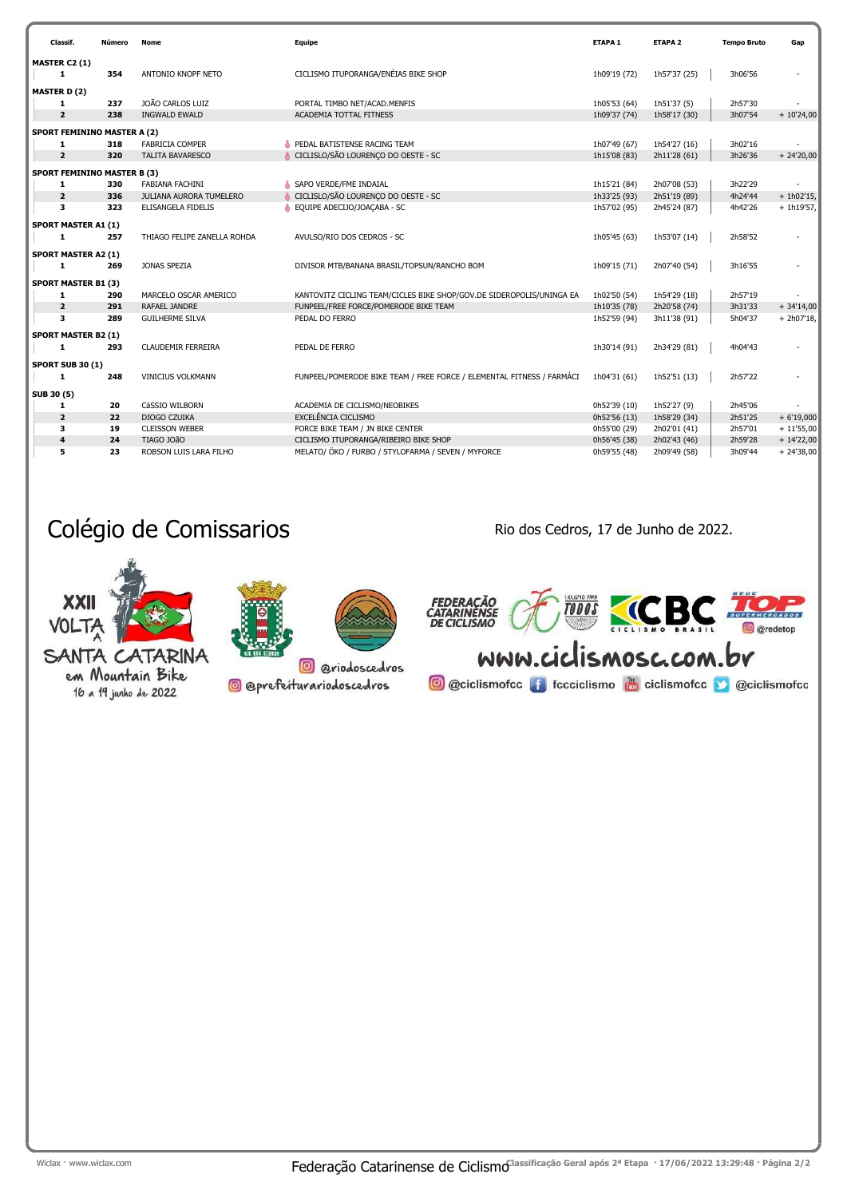| Classif. | Número | Nome | Equipe | ETAPA 1 | ETAPA 2 | Tempo Bruto | Gap |
|---|---|---|---|---|---|---|---|
| **MASTER C2 (1)** | | | | | | | |
| 1 | 354 | ANTONIO KNOPF NETO | CICLISMO ITUPORANGA/ENÉIAS BIKE SHOP | 1h09'19 (72) | 1h57'37 (25) | 3h06'56 | - |
| **MASTER D (2)** | | | | | | | |
| 1 | 237 | JOÃO CARLOS LUIZ | PORTAL TIMBO NET/ACAD.MENFIS | 1h05'53 (64) | 1h51'37 (5) | 2h57'30 | - |
| 2 | 238 | INGWALD EWALD | ACADEMIA TOTTAL FITNESS | 1h09'37 (74) | 1h58'17 (30) | 3h07'54 | + 10'24,00 |
| **SPORT FEMININO MASTER A (2)** | | | | | | | |
| 1 | 318 | FABRICIA COMPER | PEDAL BATISTENSE RACING TEAM | 1h07'49 (67) | 1h54'27 (16) | 3h02'16 | - |
| 2 | 320 | TALITA BAVARESCO | CICLISLO/SÃO LOURENÇO DO OESTE - SC | 1h15'08 (83) | 2h11'28 (61) | 3h26'36 | + 24'20,00 |
| **SPORT FEMININO MASTER B (3)** | | | | | | | |
| 1 | 330 | FABIANA FACHINI | SAPO VERDE/FME INDAIAL | 1h15'21 (84) | 2h07'08 (53) | 3h22'29 | - |
| 2 | 336 | JULIANA AURORA TUMELERO | CICLISLO/SÃO LOURENÇO DO OESTE - SC | 1h33'25 (93) | 2h51'19 (89) | 4h24'44 | + 1h02'15, |
| 3 | 323 | ELISANGELA FIDELIS | EQUIPE ADECIJO/JOAÇABA - SC | 1h57'02 (95) | 2h45'24 (87) | 4h42'26 | + 1h19'57, |
| **SPORT MASTER A1 (1)** | | | | | | | |
| 1 | 257 | THIAGO FELIPE ZANELLA ROHDA | AVULSO/RIO DOS CEDROS - SC | 1h05'45 (63) | 1h53'07 (14) | 2h58'52 | - |
| **SPORT MASTER A2 (1)** | | | | | | | |
| 1 | 269 | JONAS SPEZIA | DIVISOR MTB/BANANA BRASIL/TOPSUN/RANCHO BOM | 1h09'15 (71) | 2h07'40 (54) | 3h16'55 | - |
| **SPORT MASTER B1 (3)** | | | | | | | |
| 1 | 290 | MARCELO OSCAR AMERICO | KANTOVITZ CICLING TEAM/CICLES BIKE SHOP/GOV.DE SIDEROPOLIS/UNINGA EA | 1h02'50 (54) | 1h54'29 (18) | 2h57'19 | - |
| 2 | 291 | RAFAEL JANDRE | FUNPEEL/FREE FORCE/POMERODE BIKE TEAM | 1h10'35 (78) | 2h20'58 (74) | 3h31'33 | + 34'14,00 |
| 3 | 289 | GUILHERME SILVA | PEDAL DO FERRO | 1h52'59 (94) | 3h11'38 (91) | 5h04'37 | + 2h07'18, |
| **SPORT MASTER B2 (1)** | | | | | | | |
| 1 | 293 | CLAUDEMIR FERREIRA | PEDAL DE FERRO | 1h30'14 (91) | 2h34'29 (81) | 4h04'43 | - |
| **SPORT SUB 30 (1)** | | | | | | | |
| 1 | 248 | VINICIUS VOLKMANN | FUNPEEL/POMERODE BIKE TEAM / FREE FORCE / ELEMENTAL FITNESS / FARMÁCI | 1h04'31 (61) | 1h52'51 (13) | 2h57'22 | - |
| **SUB 30 (5)** | | | | | | | |
| 1 | 20 | CáSSIO WILBORN | ACADEMIA DE CICLISMO/NEOBIKES | 0h52'39 (10) | 1h52'27 (9) | 2h45'06 | - |
| 2 | 22 | DIOGO CZUIKA | EXCELÊNCIA CICLISMO | 0h52'56 (13) | 1h58'29 (34) | 2h51'25 | + 6'19,000 |
| 3 | 19 | CLEISSON WEBER | FORCE BIKE TEAM / JN BIKE CENTER | 0h55'00 (29) | 2h02'01 (41) | 2h57'01 | + 11'55,00 |
| 4 | 24 | TIAGO JOãO | CICLISMO ITUPORANGA/RIBEIRO BIKE SHOP | 0h56'45 (38) | 2h02'43 (46) | 2h59'28 | + 14'22,00 |
| 5 | 23 | ROBSON LUIS LARA FILHO | MELATO/ ÓKO / FURBO / STYLOFARMA / SEVEN / MYFORCE | 0h59'55 (48) | 2h09'49 (58) | 3h09'44 | + 24'38,00 |

Colégio de Comissarios

Rio dos Cedros, 17 de Junho de 2022.

XXII VOLTA A SANTA CATARINA em Mountain Bike 16 a 19 junho de 2022

@riodoscedros

@prefeiturariodoscedros

FEDERAÇÃO CATARINENSE DE CICLISMO

CBC CICLISMO BRASIL

TOP SUPERMERCADOS @redetop

www.ciclismosc.com.br

@ciclismofcc fccciclismo ciclismofcc @ciclismofcc

Wiclax · www.wiclax.com

Federação Catarinense de Ciclismo Classificação Geral após 2ª Etapa · 17/06/2022 13:29:48